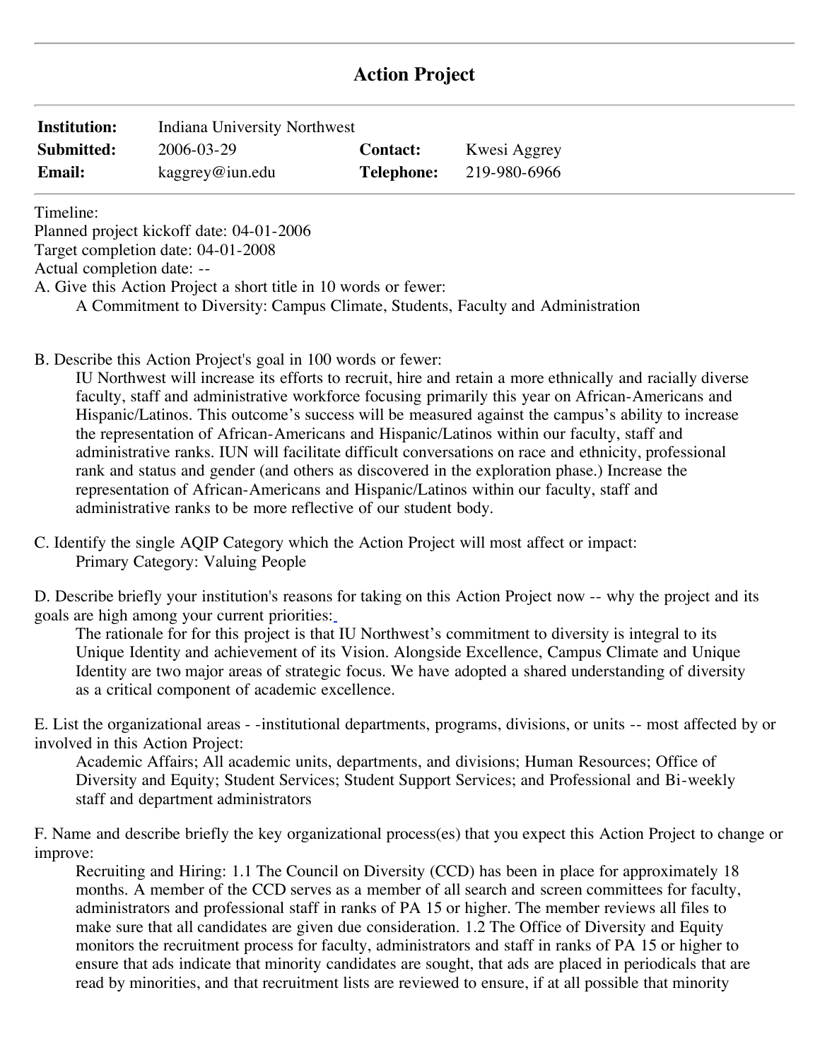# Action Project

| | | | |
|---|---|---|---|
| **Institution:** | Indiana University Northwest | | |
| **Submitted:** | 2006-03-29 | **Contact:** | Kwesi Aggrey |
| **Email:** | kaggrey@iun.edu | **Telephone:** | 219-980-6966 |

Timeline:
Planned project kickoff date: 04-01-2006
Target completion date: 04-01-2008
Actual completion date: --

A. Give this Action Project a short title in 10 words or fewer:

A Commitment to Diversity: Campus Climate, Students, Faculty and Administration

B. Describe this Action Project's goal in 100 words or fewer:

IU Northwest will increase its efforts to recruit, hire and retain a more ethnically and racially diverse faculty, staff and administrative workforce focusing primarily this year on African-Americans and Hispanic/Latinos. This outcome's success will be measured against the campus's ability to increase the representation of African-Americans and Hispanic/Latinos within our faculty, staff and administrative ranks. IUN will facilitate difficult conversations on race and ethnicity, professional rank and status and gender (and others as discovered in the exploration phase.) Increase the representation of African-Americans and Hispanic/Latinos within our faculty, staff and administrative ranks to be more reflective of our student body.

C. Identify the single AQIP Category which the Action Project will most affect or impact:

Primary Category: Valuing People

D. Describe briefly your institution's reasons for taking on this Action Project now -- why the project and its goals are high among your current priorities:

The rationale for for this project is that IU Northwest's commitment to diversity is integral to its Unique Identity and achievement of its Vision. Alongside Excellence, Campus Climate and Unique Identity are two major areas of strategic focus. We have adopted a shared understanding of diversity as a critical component of academic excellence.

E. List the organizational areas - -institutional departments, programs, divisions, or units -- most affected by or involved in this Action Project:

Academic Affairs; All academic units, departments, and divisions; Human Resources; Office of Diversity and Equity; Student Services; Student Support Services; and Professional and Bi-weekly staff and department administrators

F. Name and describe briefly the key organizational process(es) that you expect this Action Project to change or improve:

Recruiting and Hiring: 1.1 The Council on Diversity (CCD) has been in place for approximately 18 months. A member of the CCD serves as a member of all search and screen committees for faculty, administrators and professional staff in ranks of PA 15 or higher. The member reviews all files to make sure that all candidates are given due consideration. 1.2 The Office of Diversity and Equity monitors the recruitment process for faculty, administrators and staff in ranks of PA 15 or higher to ensure that ads indicate that minority candidates are sought, that ads are placed in periodicals that are read by minorities, and that recruitment lists are reviewed to ensure, if at all possible that minority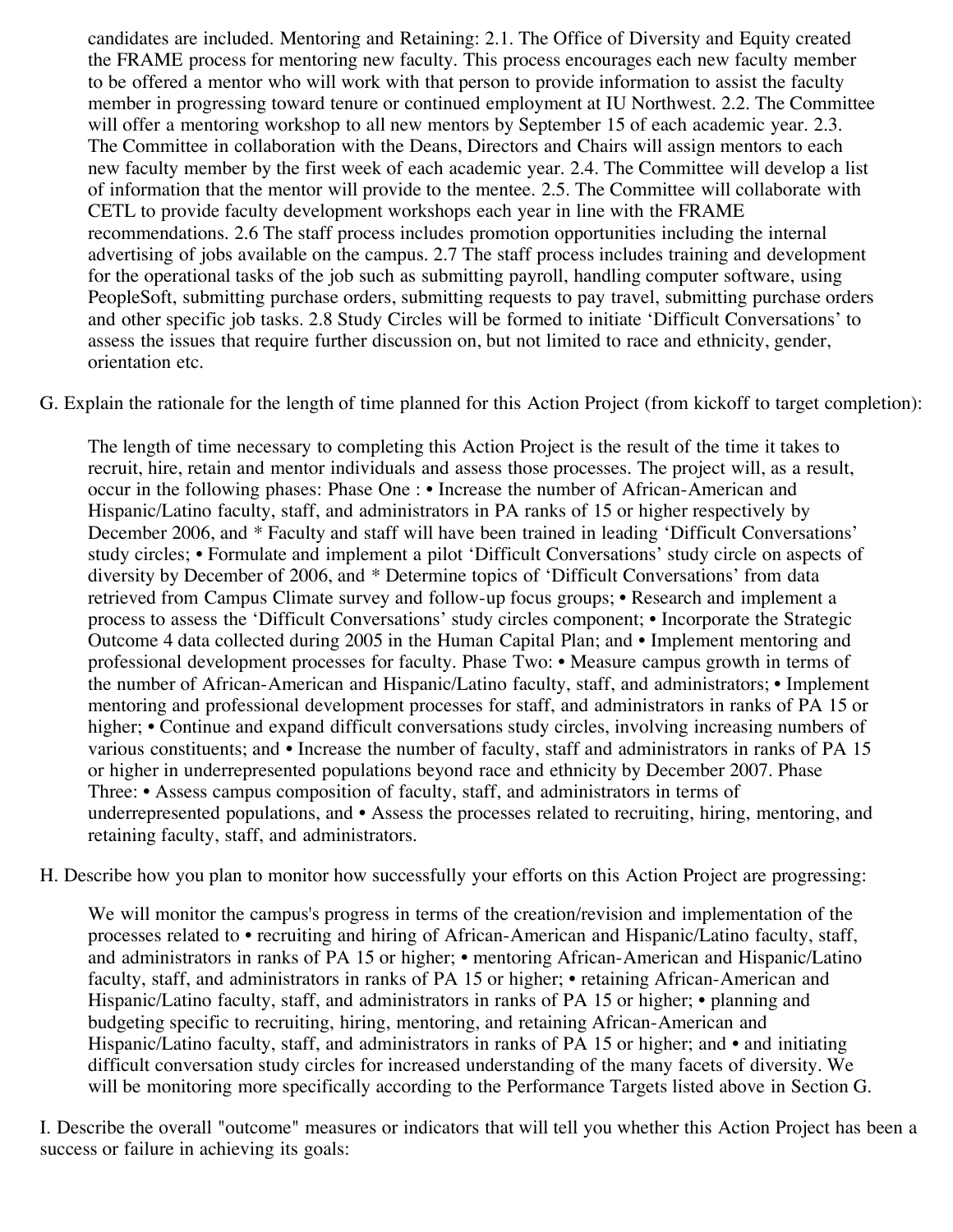candidates are included. Mentoring and Retaining: 2.1. The Office of Diversity and Equity created the FRAME process for mentoring new faculty. This process encourages each new faculty member to be offered a mentor who will work with that person to provide information to assist the faculty member in progressing toward tenure or continued employment at IU Northwest. 2.2. The Committee will offer a mentoring workshop to all new mentors by September 15 of each academic year. 2.3. The Committee in collaboration with the Deans, Directors and Chairs will assign mentors to each new faculty member by the first week of each academic year. 2.4. The Committee will develop a list of information that the mentor will provide to the mentee. 2.5. The Committee will collaborate with CETL to provide faculty development workshops each year in line with the FRAME recommendations. 2.6 The staff process includes promotion opportunities including the internal advertising of jobs available on the campus. 2.7 The staff process includes training and development for the operational tasks of the job such as submitting payroll, handling computer software, using PeopleSoft, submitting purchase orders, submitting requests to pay travel, submitting purchase orders and other specific job tasks. 2.8 Study Circles will be formed to initiate 'Difficult Conversations' to assess the issues that require further discussion on, but not limited to race and ethnicity, gender, orientation etc.

G. Explain the rationale for the length of time planned for this Action Project (from kickoff to target completion):

The length of time necessary to completing this Action Project is the result of the time it takes to recruit, hire, retain and mentor individuals and assess those processes. The project will, as a result, occur in the following phases: Phase One : • Increase the number of African-American and Hispanic/Latino faculty, staff, and administrators in PA ranks of 15 or higher respectively by December 2006, and * Faculty and staff will have been trained in leading 'Difficult Conversations' study circles; • Formulate and implement a pilot 'Difficult Conversations' study circle on aspects of diversity by December of 2006, and * Determine topics of 'Difficult Conversations' from data retrieved from Campus Climate survey and follow-up focus groups; • Research and implement a process to assess the 'Difficult Conversations' study circles component; • Incorporate the Strategic Outcome 4 data collected during 2005 in the Human Capital Plan; and • Implement mentoring and professional development processes for faculty. Phase Two: • Measure campus growth in terms of the number of African-American and Hispanic/Latino faculty, staff, and administrators; • Implement mentoring and professional development processes for staff, and administrators in ranks of PA 15 or higher; • Continue and expand difficult conversations study circles, involving increasing numbers of various constituents; and • Increase the number of faculty, staff and administrators in ranks of PA 15 or higher in underrepresented populations beyond race and ethnicity by December 2007. Phase Three: • Assess campus composition of faculty, staff, and administrators in terms of underrepresented populations, and • Assess the processes related to recruiting, hiring, mentoring, and retaining faculty, staff, and administrators.

H. Describe how you plan to monitor how successfully your efforts on this Action Project are progressing:

We will monitor the campus's progress in terms of the creation/revision and implementation of the processes related to • recruiting and hiring of African-American and Hispanic/Latino faculty, staff, and administrators in ranks of PA 15 or higher; • mentoring African-American and Hispanic/Latino faculty, staff, and administrators in ranks of PA 15 or higher; • retaining African-American and Hispanic/Latino faculty, staff, and administrators in ranks of PA 15 or higher; • planning and budgeting specific to recruiting, hiring, mentoring, and retaining African-American and Hispanic/Latino faculty, staff, and administrators in ranks of PA 15 or higher; and • and initiating difficult conversation study circles for increased understanding of the many facets of diversity. We will be monitoring more specifically according to the Performance Targets listed above in Section G.

I. Describe the overall "outcome" measures or indicators that will tell you whether this Action Project has been a success or failure in achieving its goals: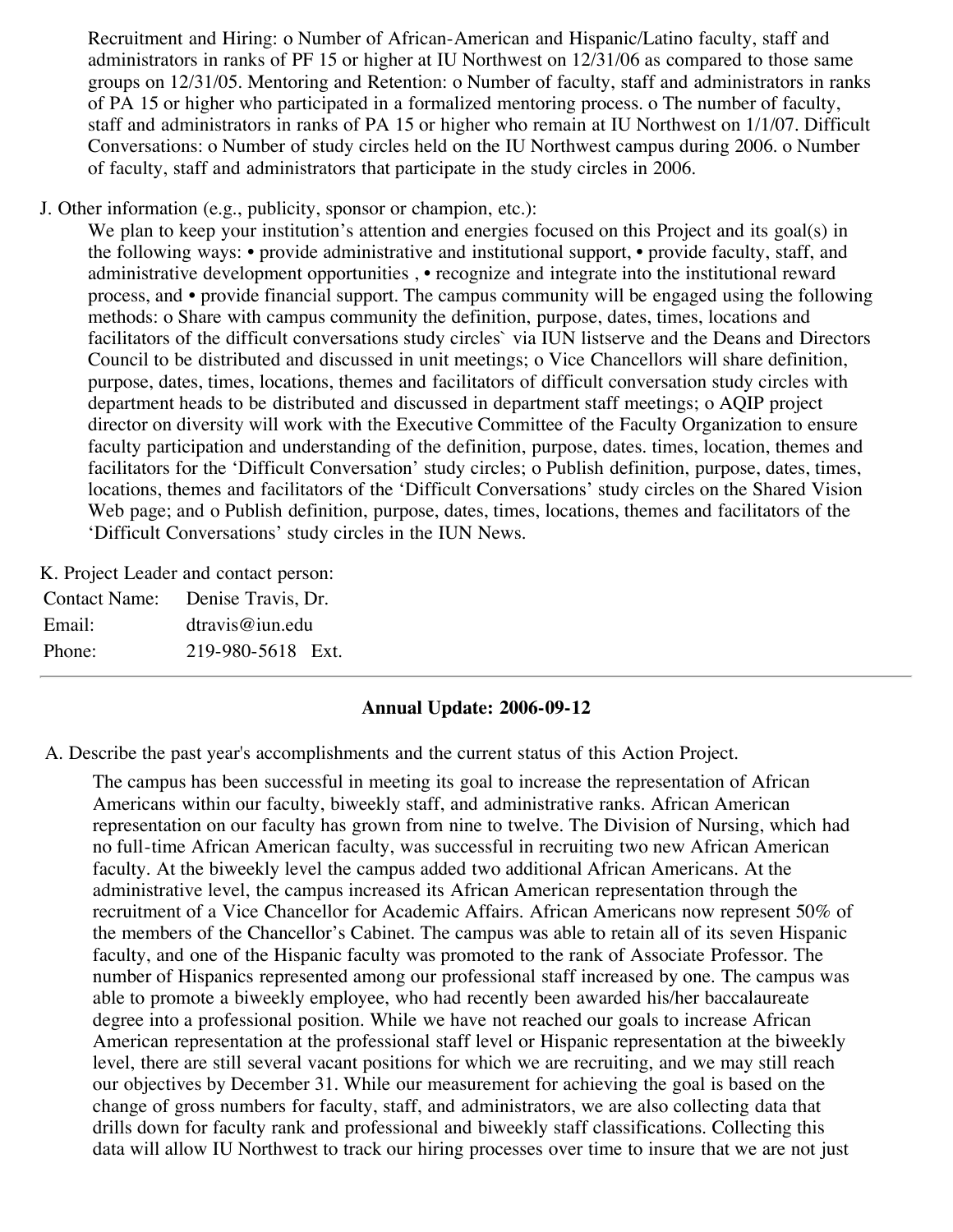Recruitment and Hiring: o Number of African-American and Hispanic/Latino faculty, staff and administrators in ranks of PF 15 or higher at IU Northwest on 12/31/06 as compared to those same groups on 12/31/05. Mentoring and Retention: o Number of faculty, staff and administrators in ranks of PA 15 or higher who participated in a formalized mentoring process. o The number of faculty, staff and administrators in ranks of PA 15 or higher who remain at IU Northwest on 1/1/07. Difficult Conversations: o Number of study circles held on the IU Northwest campus during 2006. o Number of faculty, staff and administrators that participate in the study circles in 2006.

J. Other information (e.g., publicity, sponsor or champion, etc.):

We plan to keep your institution's attention and energies focused on this Project and its goal(s) in the following ways: • provide administrative and institutional support, • provide faculty, staff, and administrative development opportunities , • recognize and integrate into the institutional reward process, and • provide financial support. The campus community will be engaged using the following methods: o Share with campus community the definition, purpose, dates, times, locations and facilitators of the difficult conversations study circles` via IUN listserve and the Deans and Directors Council to be distributed and discussed in unit meetings; o Vice Chancellors will share definition, purpose, dates, times, locations, themes and facilitators of difficult conversation study circles with department heads to be distributed and discussed in department staff meetings; o AQIP project director on diversity will work with the Executive Committee of the Faculty Organization to ensure faculty participation and understanding of the definition, purpose, dates. times, location, themes and facilitators for the 'Difficult Conversation' study circles; o Publish definition, purpose, dates, times, locations, themes and facilitators of the 'Difficult Conversations' study circles on the Shared Vision Web page; and o Publish definition, purpose, dates, times, locations, themes and facilitators of the 'Difficult Conversations' study circles in the IUN News.

K. Project Leader and contact person:

| | |
|---|---|
| Contact Name: | Denise Travis, Dr. |
| Email: | dtravis@iun.edu |
| Phone: | 219-980-5618 Ext. |

---

**Annual Update: 2006-09-12**

A. Describe the past year's accomplishments and the current status of this Action Project.

The campus has been successful in meeting its goal to increase the representation of African Americans within our faculty, biweekly staff, and administrative ranks. African American representation on our faculty has grown from nine to twelve. The Division of Nursing, which had no full-time African American faculty, was successful in recruiting two new African American faculty. At the biweekly level the campus added two additional African Americans. At the administrative level, the campus increased its African American representation through the recruitment of a Vice Chancellor for Academic Affairs. African Americans now represent 50% of the members of the Chancellor's Cabinet. The campus was able to retain all of its seven Hispanic faculty, and one of the Hispanic faculty was promoted to the rank of Associate Professor. The number of Hispanics represented among our professional staff increased by one. The campus was able to promote a biweekly employee, who had recently been awarded his/her baccalaureate degree into a professional position. While we have not reached our goals to increase African American representation at the professional staff level or Hispanic representation at the biweekly level, there are still several vacant positions for which we are recruiting, and we may still reach our objectives by December 31. While our measurement for achieving the goal is based on the change of gross numbers for faculty, staff, and administrators, we are also collecting data that drills down for faculty rank and professional and biweekly staff classifications. Collecting this data will allow IU Northwest to track our hiring processes over time to insure that we are not just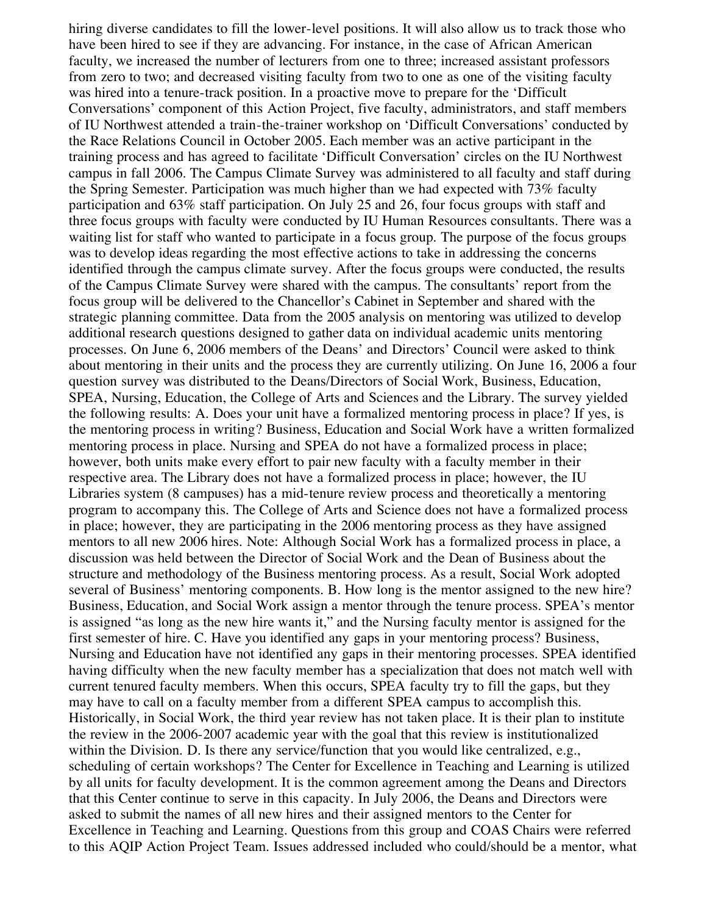hiring diverse candidates to fill the lower-level positions. It will also allow us to track those who have been hired to see if they are advancing. For instance, in the case of African American faculty, we increased the number of lecturers from one to three; increased assistant professors from zero to two; and decreased visiting faculty from two to one as one of the visiting faculty was hired into a tenure-track position. In a proactive move to prepare for the 'Difficult Conversations' component of this Action Project, five faculty, administrators, and staff members of IU Northwest attended a train-the-trainer workshop on 'Difficult Conversations' conducted by the Race Relations Council in October 2005. Each member was an active participant in the training process and has agreed to facilitate 'Difficult Conversation' circles on the IU Northwest campus in fall 2006. The Campus Climate Survey was administered to all faculty and staff during the Spring Semester. Participation was much higher than we had expected with 73% faculty participation and 63% staff participation. On July 25 and 26, four focus groups with staff and three focus groups with faculty were conducted by IU Human Resources consultants. There was a waiting list for staff who wanted to participate in a focus group. The purpose of the focus groups was to develop ideas regarding the most effective actions to take in addressing the concerns identified through the campus climate survey. After the focus groups were conducted, the results of the Campus Climate Survey were shared with the campus. The consultants' report from the focus group will be delivered to the Chancellor's Cabinet in September and shared with the strategic planning committee. Data from the 2005 analysis on mentoring was utilized to develop additional research questions designed to gather data on individual academic units mentoring processes. On June 6, 2006 members of the Deans' and Directors' Council were asked to think about mentoring in their units and the process they are currently utilizing. On June 16, 2006 a four question survey was distributed to the Deans/Directors of Social Work, Business, Education, SPEA, Nursing, Education, the College of Arts and Sciences and the Library. The survey yielded the following results: A. Does your unit have a formalized mentoring process in place? If yes, is the mentoring process in writing? Business, Education and Social Work have a written formalized mentoring process in place. Nursing and SPEA do not have a formalized process in place; however, both units make every effort to pair new faculty with a faculty member in their respective area. The Library does not have a formalized process in place; however, the IU Libraries system (8 campuses) has a mid-tenure review process and theoretically a mentoring program to accompany this. The College of Arts and Science does not have a formalized process in place; however, they are participating in the 2006 mentoring process as they have assigned mentors to all new 2006 hires. Note: Although Social Work has a formalized process in place, a discussion was held between the Director of Social Work and the Dean of Business about the structure and methodology of the Business mentoring process. As a result, Social Work adopted several of Business' mentoring components. B. How long is the mentor assigned to the new hire? Business, Education, and Social Work assign a mentor through the tenure process. SPEA's mentor is assigned "as long as the new hire wants it," and the Nursing faculty mentor is assigned for the first semester of hire. C. Have you identified any gaps in your mentoring process? Business, Nursing and Education have not identified any gaps in their mentoring processes. SPEA identified having difficulty when the new faculty member has a specialization that does not match well with current tenured faculty members. When this occurs, SPEA faculty try to fill the gaps, but they may have to call on a faculty member from a different SPEA campus to accomplish this. Historically, in Social Work, the third year review has not taken place. It is their plan to institute the review in the 2006-2007 academic year with the goal that this review is institutionalized within the Division. D. Is there any service/function that you would like centralized, e.g., scheduling of certain workshops? The Center for Excellence in Teaching and Learning is utilized by all units for faculty development. It is the common agreement among the Deans and Directors that this Center continue to serve in this capacity. In July 2006, the Deans and Directors were asked to submit the names of all new hires and their assigned mentors to the Center for Excellence in Teaching and Learning. Questions from this group and COAS Chairs were referred to this AQIP Action Project Team. Issues addressed included who could/should be a mentor, what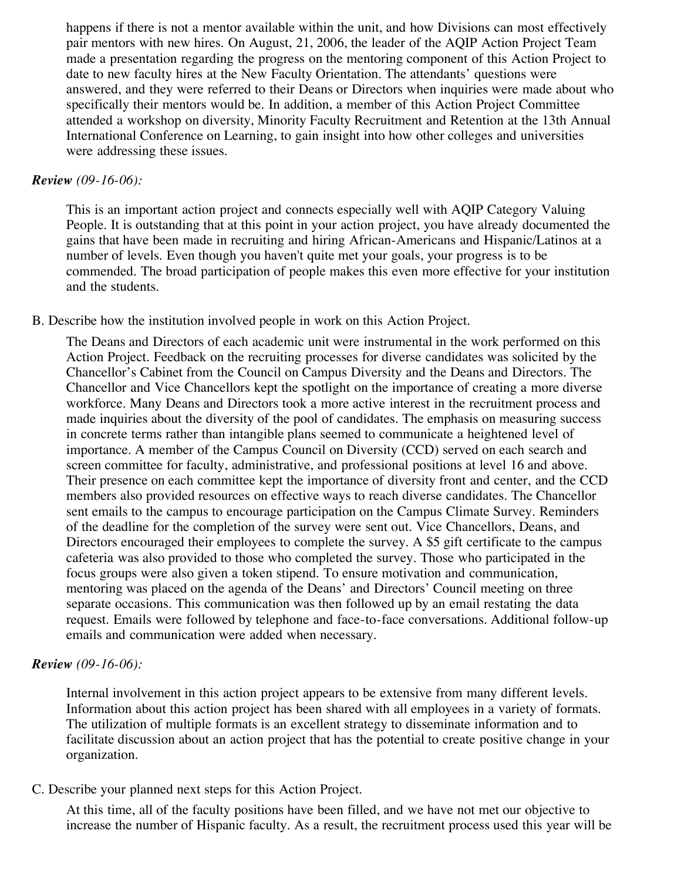happens if there is not a mentor available within the unit, and how Divisions can most effectively pair mentors with new hires. On August, 21, 2006, the leader of the AQIP Action Project Team made a presentation regarding the progress on the mentoring component of this Action Project to date to new faculty hires at the New Faculty Orientation. The attendants' questions were answered, and they were referred to their Deans or Directors when inquiries were made about who specifically their mentors would be. In addition, a member of this Action Project Committee attended a workshop on diversity, Minority Faculty Recruitment and Retention at the 13th Annual International Conference on Learning, to gain insight into how other colleges and universities were addressing these issues.

***Review*** *(09-16-06):*

This is an important action project and connects especially well with AQIP Category Valuing People. It is outstanding that at this point in your action project, you have already documented the gains that have been made in recruiting and hiring African-Americans and Hispanic/Latinos at a number of levels. Even though you haven't quite met your goals, your progress is to be commended. The broad participation of people makes this even more effective for your institution and the students.

B. Describe how the institution involved people in work on this Action Project.

The Deans and Directors of each academic unit were instrumental in the work performed on this Action Project. Feedback on the recruiting processes for diverse candidates was solicited by the Chancellor's Cabinet from the Council on Campus Diversity and the Deans and Directors. The Chancellor and Vice Chancellors kept the spotlight on the importance of creating a more diverse workforce. Many Deans and Directors took a more active interest in the recruitment process and made inquiries about the diversity of the pool of candidates. The emphasis on measuring success in concrete terms rather than intangible plans seemed to communicate a heightened level of importance. A member of the Campus Council on Diversity (CCD) served on each search and screen committee for faculty, administrative, and professional positions at level 16 and above. Their presence on each committee kept the importance of diversity front and center, and the CCD members also provided resources on effective ways to reach diverse candidates. The Chancellor sent emails to the campus to encourage participation on the Campus Climate Survey. Reminders of the deadline for the completion of the survey were sent out. Vice Chancellors, Deans, and Directors encouraged their employees to complete the survey. A $5 gift certificate to the campus cafeteria was also provided to those who completed the survey. Those who participated in the focus groups were also given a token stipend. To ensure motivation and communication, mentoring was placed on the agenda of the Deans' and Directors' Council meeting on three separate occasions. This communication was then followed up by an email restating the data request. Emails were followed by telephone and face-to-face conversations. Additional follow-up emails and communication were added when necessary.

***Review*** *(09-16-06):*

Internal involvement in this action project appears to be extensive from many different levels. Information about this action project has been shared with all employees in a variety of formats. The utilization of multiple formats is an excellent strategy to disseminate information and to facilitate discussion about an action project that has the potential to create positive change in your organization.

C. Describe your planned next steps for this Action Project.

At this time, all of the faculty positions have been filled, and we have not met our objective to increase the number of Hispanic faculty. As a result, the recruitment process used this year will be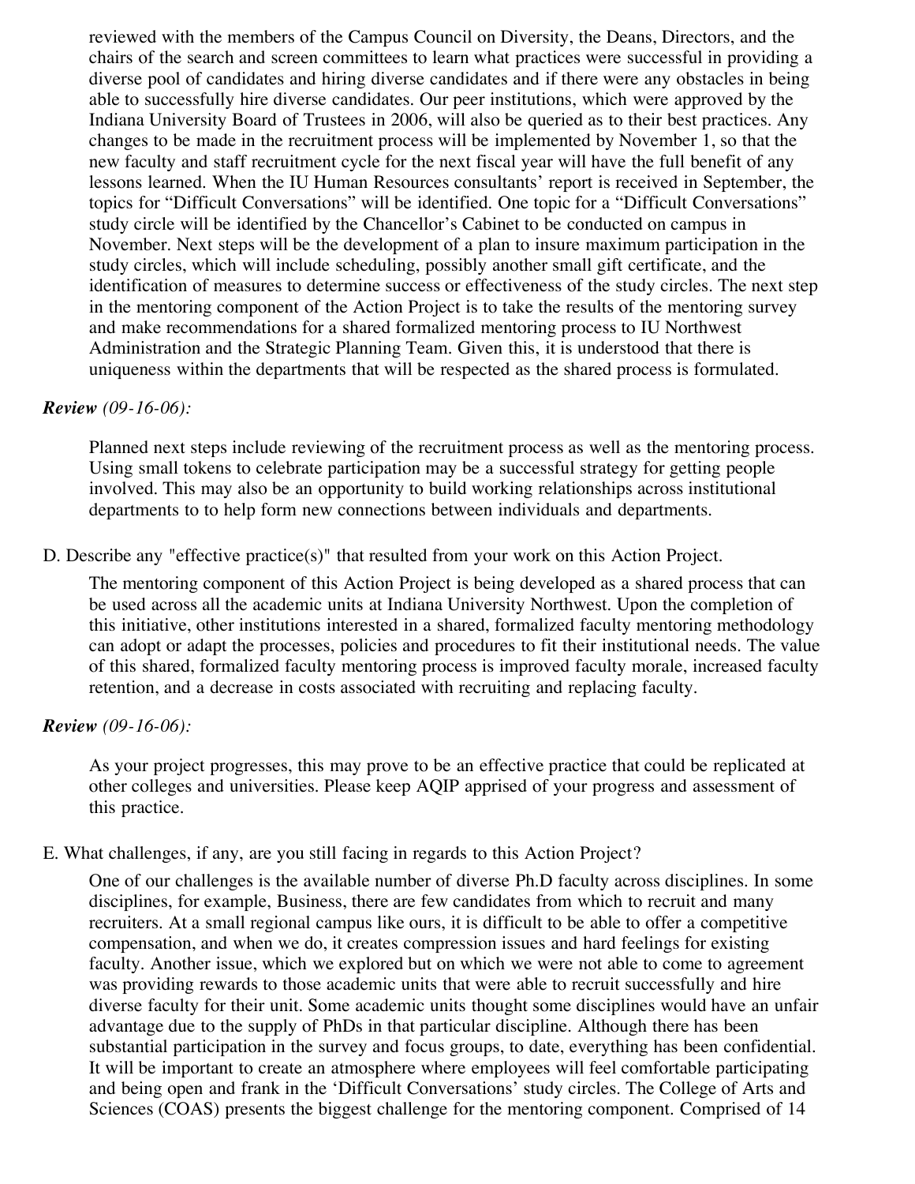reviewed with the members of the Campus Council on Diversity, the Deans, Directors, and the chairs of the search and screen committees to learn what practices were successful in providing a diverse pool of candidates and hiring diverse candidates and if there were any obstacles in being able to successfully hire diverse candidates. Our peer institutions, which were approved by the Indiana University Board of Trustees in 2006, will also be queried as to their best practices. Any changes to be made in the recruitment process will be implemented by November 1, so that the new faculty and staff recruitment cycle for the next fiscal year will have the full benefit of any lessons learned. When the IU Human Resources consultants' report is received in September, the topics for "Difficult Conversations" will be identified. One topic for a "Difficult Conversations" study circle will be identified by the Chancellor's Cabinet to be conducted on campus in November. Next steps will be the development of a plan to insure maximum participation in the study circles, which will include scheduling, possibly another small gift certificate, and the identification of measures to determine success or effectiveness of the study circles. The next step in the mentoring component of the Action Project is to take the results of the mentoring survey and make recommendations for a shared formalized mentoring process to IU Northwest Administration and the Strategic Planning Team. Given this, it is understood that there is uniqueness within the departments that will be respected as the shared process is formulated.

***Review*** *(09-16-06):*

Planned next steps include reviewing of the recruitment process as well as the mentoring process. Using small tokens to celebrate participation may be a successful strategy for getting people involved. This may also be an opportunity to build working relationships across institutional departments to to help form new connections between individuals and departments.

D. Describe any "effective practice(s)" that resulted from your work on this Action Project.

The mentoring component of this Action Project is being developed as a shared process that can be used across all the academic units at Indiana University Northwest. Upon the completion of this initiative, other institutions interested in a shared, formalized faculty mentoring methodology can adopt or adapt the processes, policies and procedures to fit their institutional needs. The value of this shared, formalized faculty mentoring process is improved faculty morale, increased faculty retention, and a decrease in costs associated with recruiting and replacing faculty.

***Review*** *(09-16-06):*

As your project progresses, this may prove to be an effective practice that could be replicated at other colleges and universities. Please keep AQIP apprised of your progress and assessment of this practice.

E. What challenges, if any, are you still facing in regards to this Action Project?

One of our challenges is the available number of diverse Ph.D faculty across disciplines. In some disciplines, for example, Business, there are few candidates from which to recruit and many recruiters. At a small regional campus like ours, it is difficult to be able to offer a competitive compensation, and when we do, it creates compression issues and hard feelings for existing faculty. Another issue, which we explored but on which we were not able to come to agreement was providing rewards to those academic units that were able to recruit successfully and hire diverse faculty for their unit. Some academic units thought some disciplines would have an unfair advantage due to the supply of PhDs in that particular discipline. Although there has been substantial participation in the survey and focus groups, to date, everything has been confidential. It will be important to create an atmosphere where employees will feel comfortable participating and being open and frank in the 'Difficult Conversations' study circles. The College of Arts and Sciences (COAS) presents the biggest challenge for the mentoring component. Comprised of 14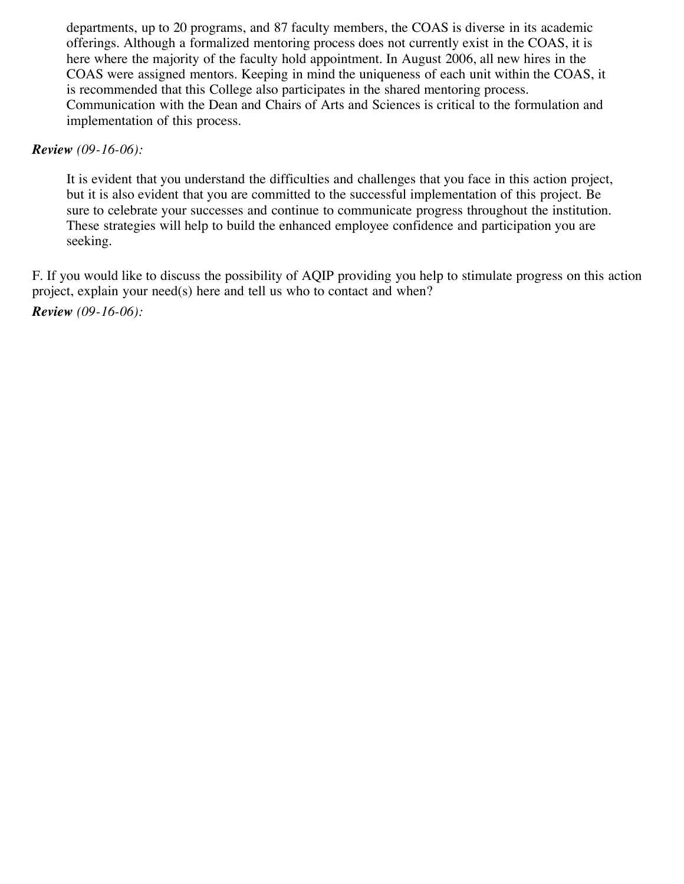departments, up to 20 programs, and 87 faculty members, the COAS is diverse in its academic offerings. Although a formalized mentoring process does not currently exist in the COAS, it is here where the majority of the faculty hold appointment. In August 2006, all new hires in the COAS were assigned mentors. Keeping in mind the uniqueness of each unit within the COAS, it is recommended that this College also participates in the shared mentoring process. Communication with the Dean and Chairs of Arts and Sciences is critical to the formulation and implementation of this process.

***Review*** *(09-16-06):*

It is evident that you understand the difficulties and challenges that you face in this action project, but it is also evident that you are committed to the successful implementation of this project. Be sure to celebrate your successes and continue to communicate progress throughout the institution. These strategies will help to build the enhanced employee confidence and participation you are seeking.

F. If you would like to discuss the possibility of AQIP providing you help to stimulate progress on this action project, explain your need(s) here and tell us who to contact and when?

***Review*** *(09-16-06):*